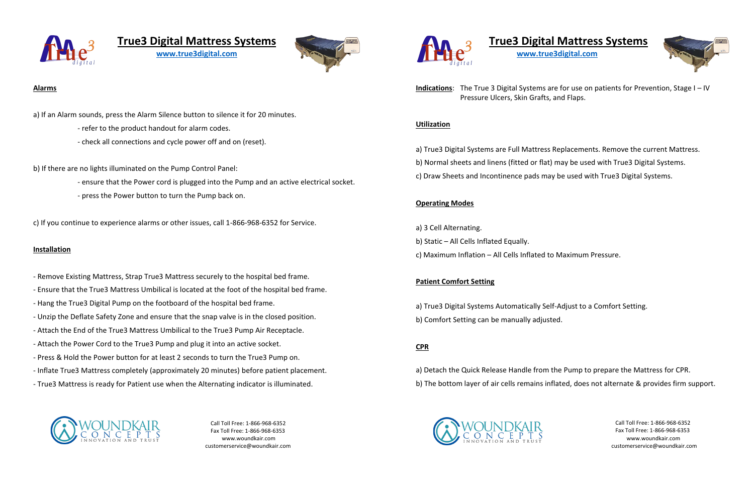# True3 Digital Mattress Systems

www.true3digital.com

## Alarms

a) If an Alarm sounds, press the Alarm Silence button to silence it for 20 minutes.

- refer to the product handout for alarm codes.
- check all connections and cycle power off and on (reset).

b) If there are no lights illuminated on the Pump Control Panel:

- ensure that the Power cord is plugged into the Pump and an active electrical socket.
- press the Power button to turn the Pump back on.

c) If you continue to experience alarms or other issues, call 1-866-968-6352 for Service.

## Installation

- Remove Existing Mattress, Strap True3 Mattress securely to the hospital bed frame.
- Ensure that the True3 Mattress Umbilical is located at the foot of the hospital bed frame.
- Hang the True3 Digital Pump on the footboard of the hospital bed frame.
- Unzip the Deflate Safety Zone and ensure that the snap valve is in the closed position.
- Attach the End of the True3 Mattress Umbilical to the True3 Pump Air Receptacle.
- Attach the Power Cord to the True3 Pump and plug it into an active socket.
- Press & Hold the Power button for at least 2 seconds to turn the True3 Pump on.
- Inflate True3 Mattress completely (approximately 20 minutes) before patient placement.
- True3 Mattress is ready for Patient use when the Alternating indicator is illuminated.

Call Toll Free: 1-866-968-6352
Fax Toll Free: 1-866-968-6353
www.woundkair.com
customerservice@woundkair.com

# True3 Digital Mattress Systems

www.true3digital.com

**Indications**: The True 3 Digital Systems are for use on patients for Prevention, Stage I – IV Pressure Ulcers, Skin Grafts, and Flaps.

## Utilization

a) True3 Digital Systems are Full Mattress Replacements. Remove the current Mattress.

b) Normal sheets and linens (fitted or flat) may be used with True3 Digital Systems.

c) Draw Sheets and Incontinence pads may be used with True3 Digital Systems.

## Operating Modes

a) 3 Cell Alternating.

b) Static – All Cells Inflated Equally.

c) Maximum Inflation – All Cells Inflated to Maximum Pressure.

## Patient Comfort Setting

a) True3 Digital Systems Automatically Self-Adjust to a Comfort Setting.

b) Comfort Setting can be manually adjusted.

## CPR

a) Detach the Quick Release Handle from the Pump to prepare the Mattress for CPR.

b) The bottom layer of air cells remains inflated, does not alternate & provides firm support.

Call Toll Free: 1-866-968-6352
Fax Toll Free: 1-866-968-6353
www.woundkair.com
customerservice@woundkair.com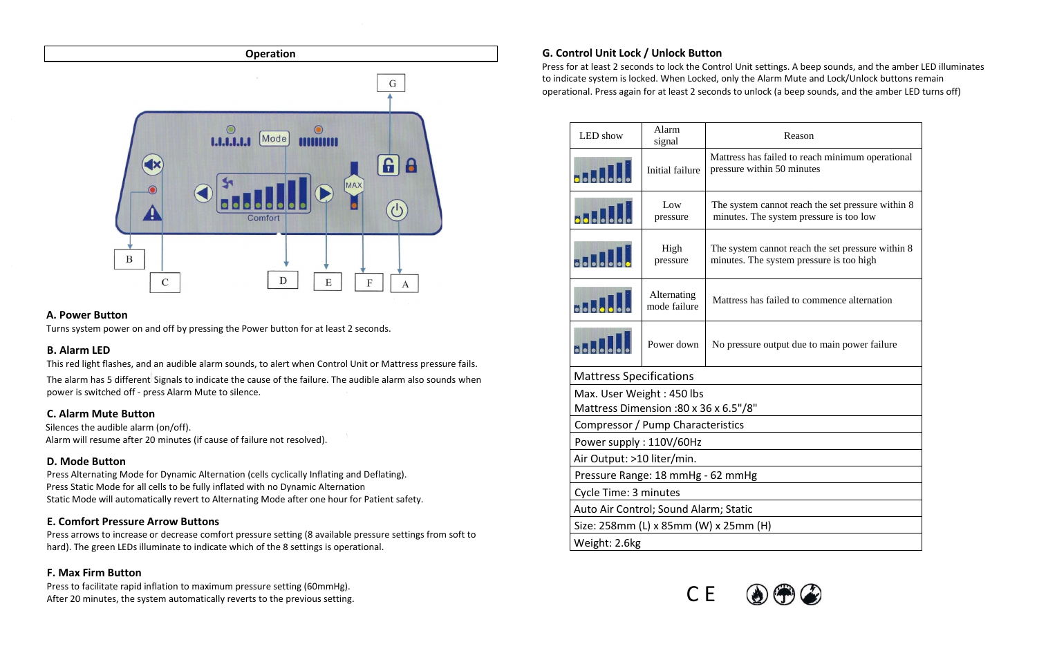## Operation

G

Mode

MAX

Comfort

B C D E F A

### A. Power Button

Turns system power on and off by pressing the Power button for at least 2 seconds.

### B. Alarm LED

This red light flashes, and an audible alarm sounds, to alert when Control Unit or Mattress pressure fails.

The alarm has 5 different Signals to indicate the cause of the failure. The audible alarm also sounds when power is switched off - press Alarm Mute to silence.

### C. Alarm Mute Button

Silences the audible alarm (on/off).
Alarm will resume after 20 minutes (if cause of failure not resolved).

### D. Mode Button

Press Alternating Mode for Dynamic Alternation (cells cyclically Inflating and Deflating).
Press Static Mode for all cells to be fully inflated with no Dynamic Alternation
Static Mode will automatically revert to Alternating Mode after one hour for Patient safety.

### E. Comfort Pressure Arrow Buttons

Press arrows to increase or decrease comfort pressure setting (8 available pressure settings from soft to hard). The green LEDs illuminate to indicate which of the 8 settings is operational.

### F. Max Firm Button

Press to facilitate rapid inflation to maximum pressure setting (60mmHg).
After 20 minutes, the system automatically reverts to the previous setting.

### G. Control Unit Lock / Unlock Button

Press for at least 2 seconds to lock the Control Unit settings. A beep sounds, and the amber LED illuminates to indicate system is locked. When Locked, only the Alarm Mute and Lock/Unlock buttons remain operational. Press again for at least 2 seconds to unlock (a beep sounds, and the amber LED turns off)

| LED show | Alarm signal | Reason |
|---|---|---|
| | Initial failure | Mattress has failed to reach minimum operational pressure within 50 minutes |
| | Low pressure | The system cannot reach the set pressure within 8 minutes. The system pressure is too low |
| | High pressure | The system cannot reach the set pressure within 8 minutes. The system pressure is too high |
| | Alternating mode failure | Mattress has failed to commence alternation |
| | Power down | No pressure output due to main power failure |

| |
|---|
| Mattress Specifications |
| Max. User Weight : 450 lbs<br>Mattress Dimension :80 x 36 x 6.5"/8" |
| Compressor / Pump Characteristics |
| Power supply : 110V/60Hz |
| Air Output: >10 liter/min. |
| Pressure Range: 18 mmHg - 62 mmHg |
| Cycle Time: 3 minutes |
| Auto Air Control; Sound Alarm; Static |
| Size: 258mm (L) x 85mm (W) x 25mm (H) |
| Weight: 2.6kg |

CE